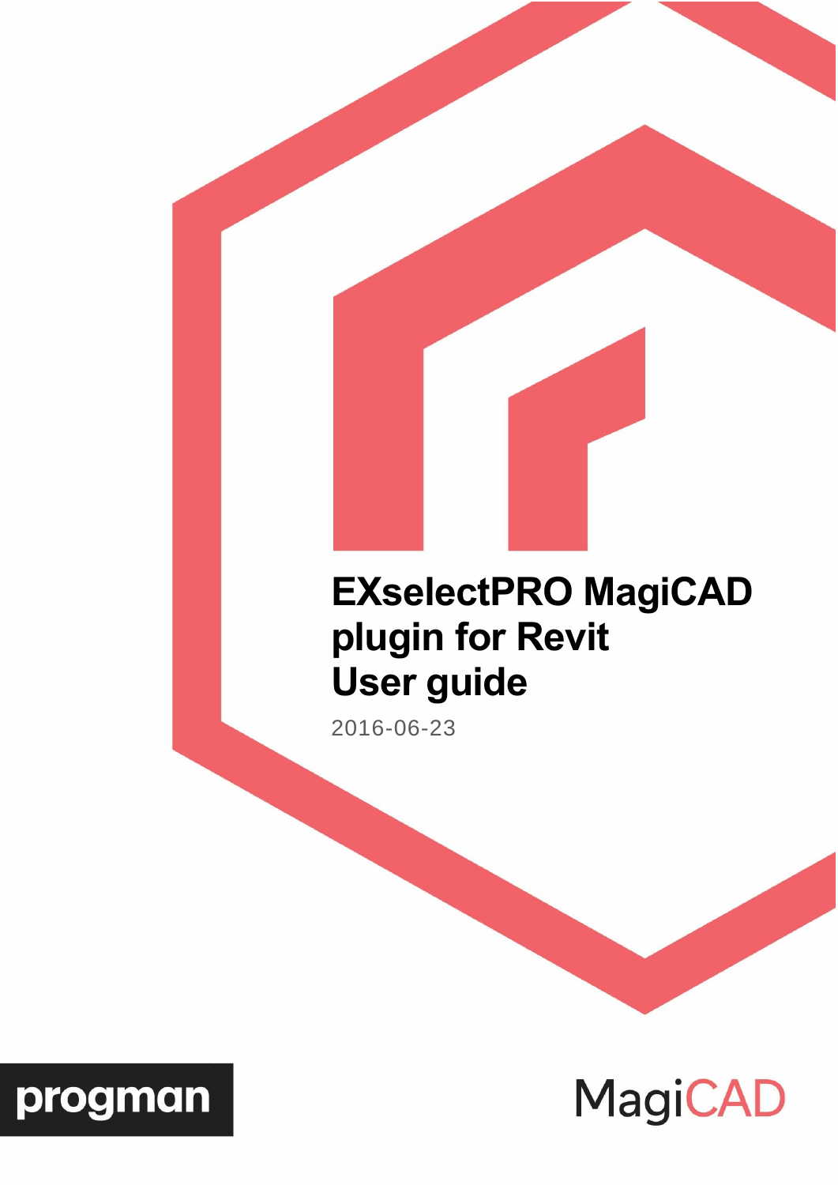# EXselectPRO MagiCAD plugin for Revit User guide

2016-06-23

progman

MagiCAD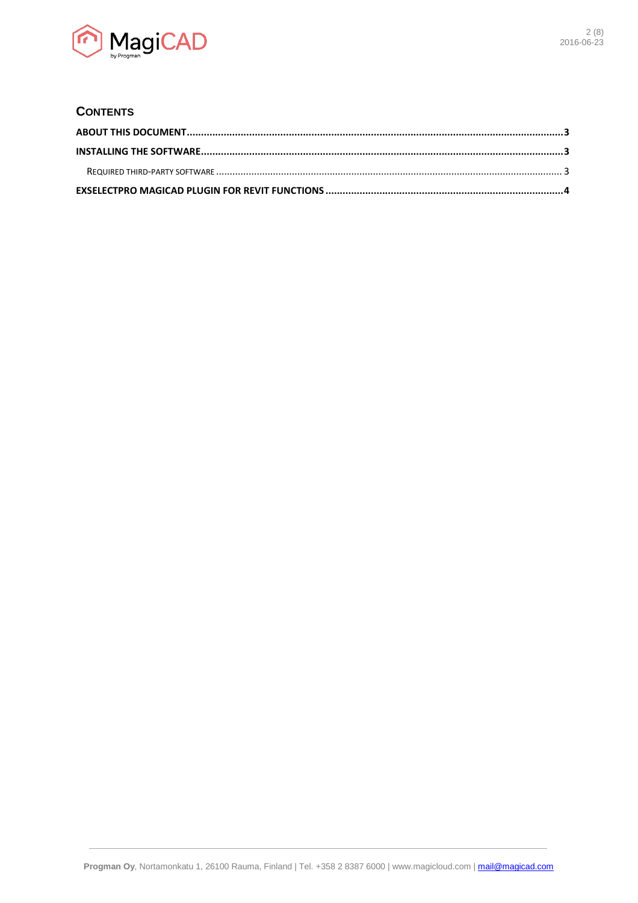## CONTENTS

ABOUT THIS DOCUMENT ........................................................................................................ 3

INSTALLING THE SOFTWARE ................................................................................................. 3

REQUIRED THIRD-PARTY SOFTWARE ....................................................................................... 3

EXSELECTPRO MAGICAD PLUGIN FOR REVIT FUNCTIONS .................................................. 4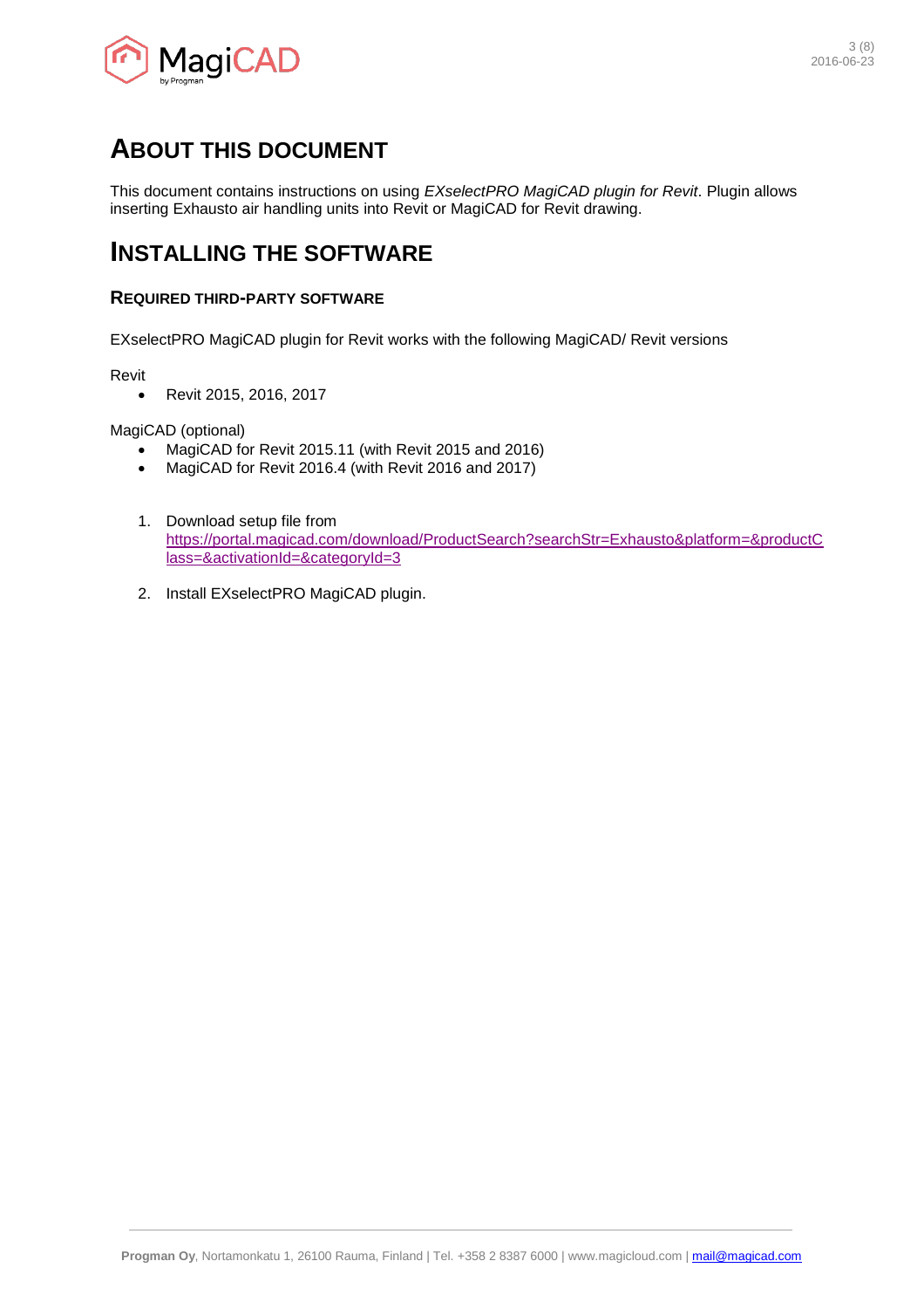# About this document

This document contains instructions on using *EXselectPRO MagiCAD plugin for Revit*. Plugin allows inserting Exhausto air handling units into Revit or MagiCAD for Revit drawing.

# Installing the software

### Required third-party software

EXselectPRO MagiCAD plugin for Revit works with the following MagiCAD/ Revit versions

Revit

- Revit 2015, 2016, 2017

MagiCAD (optional)

- MagiCAD for Revit 2015.11 (with Revit 2015 and 2016)
- MagiCAD for Revit 2016.4 (with Revit 2016 and 2017)

1. Download setup file from https://portal.magicad.com/download/ProductSearch?searchStr=Exhausto&platform=&productClass=&activationId=&categoryId=3
2. Install EXselectPRO MagiCAD plugin.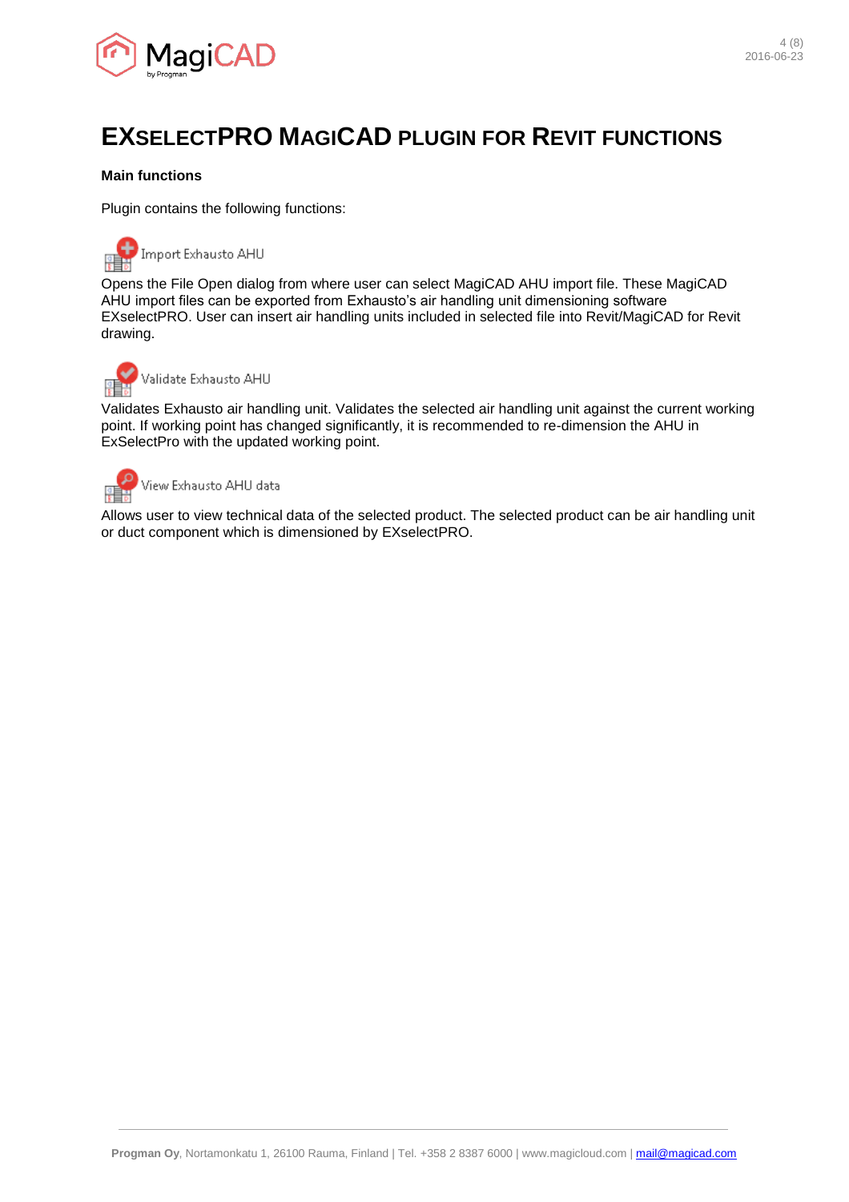# EXSELECTPRO MAGICAD PLUGIN FOR REVIT FUNCTIONS

**Main functions**

Plugin contains the following functions:

Import Exhausto AHU

Opens the File Open dialog from where user can select MagiCAD AHU import file. These MagiCAD AHU import files can be exported from Exhausto's air handling unit dimensioning software EXselectPRO. User can insert air handling units included in selected file into Revit/MagiCAD for Revit drawing.

Validate Exhausto AHU

Validates Exhausto air handling unit. Validates the selected air handling unit against the current working point. If working point has changed significantly, it is recommended to re-dimension the AHU in ExSelectPro with the updated working point.

View Exhausto AHU data

Allows user to view technical data of the selected product. The selected product can be air handling unit or duct component which is dimensioned by EXselectPRO.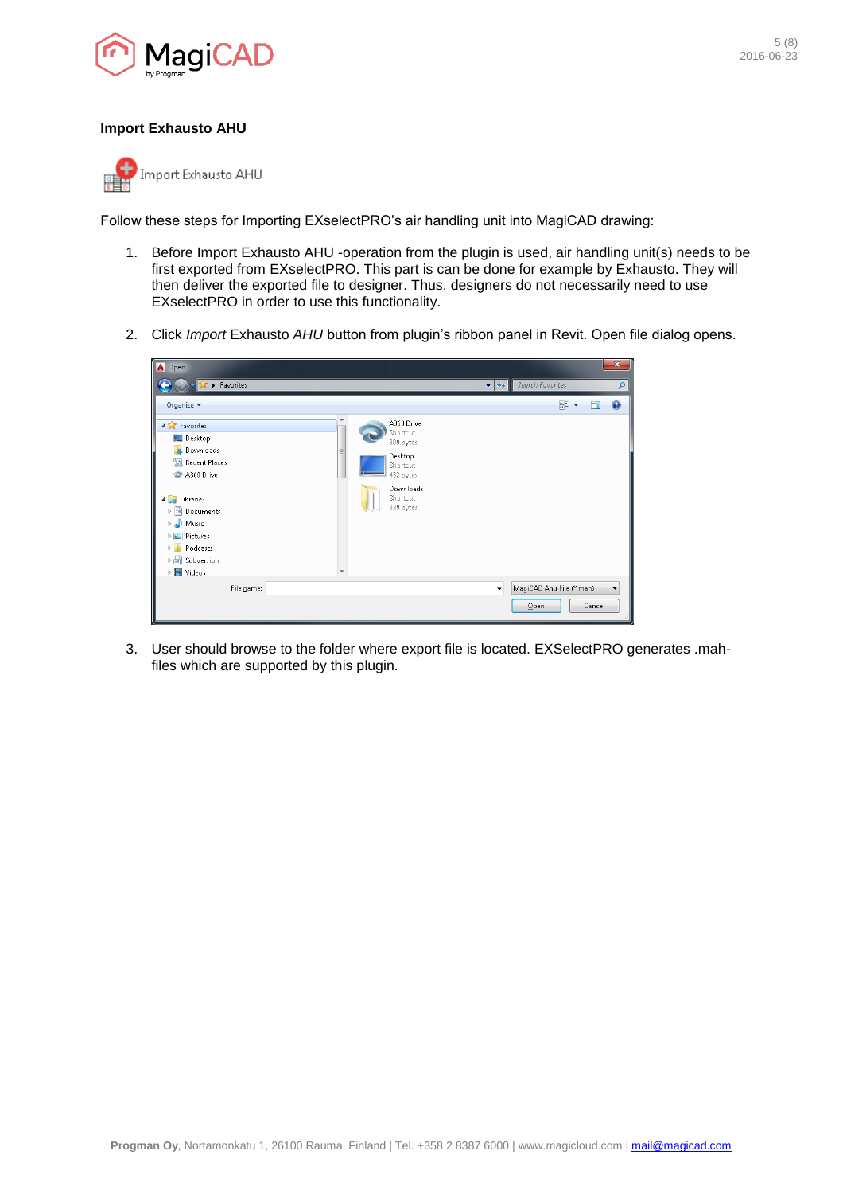**Import Exhausto AHU**

Import Exhausto AHU

Follow these steps for Importing EXselectPRO's air handling unit into MagiCAD drawing:

1. Before Import Exhausto AHU -operation from the plugin is used, air handling unit(s) needs to be first exported from EXselectPRO. This part is can be done for example by Exhausto. They will then deliver the exported file to designer. Thus, designers do not necessarily need to use EXselectPRO in order to use this functionality.

2. Click *Import* Exhausto *AHU* button from plugin's ribbon panel in Revit. Open file dialog opens.

3. User should browse to the folder where export file is located. EXSelectPRO generates .mah-files which are supported by this plugin.

**Progman Oy**, Nortamonkatu 1, 26100 Rauma, Finland | Tel. +358 2 8387 6000 | www.magicloud.com | mail@magicad.com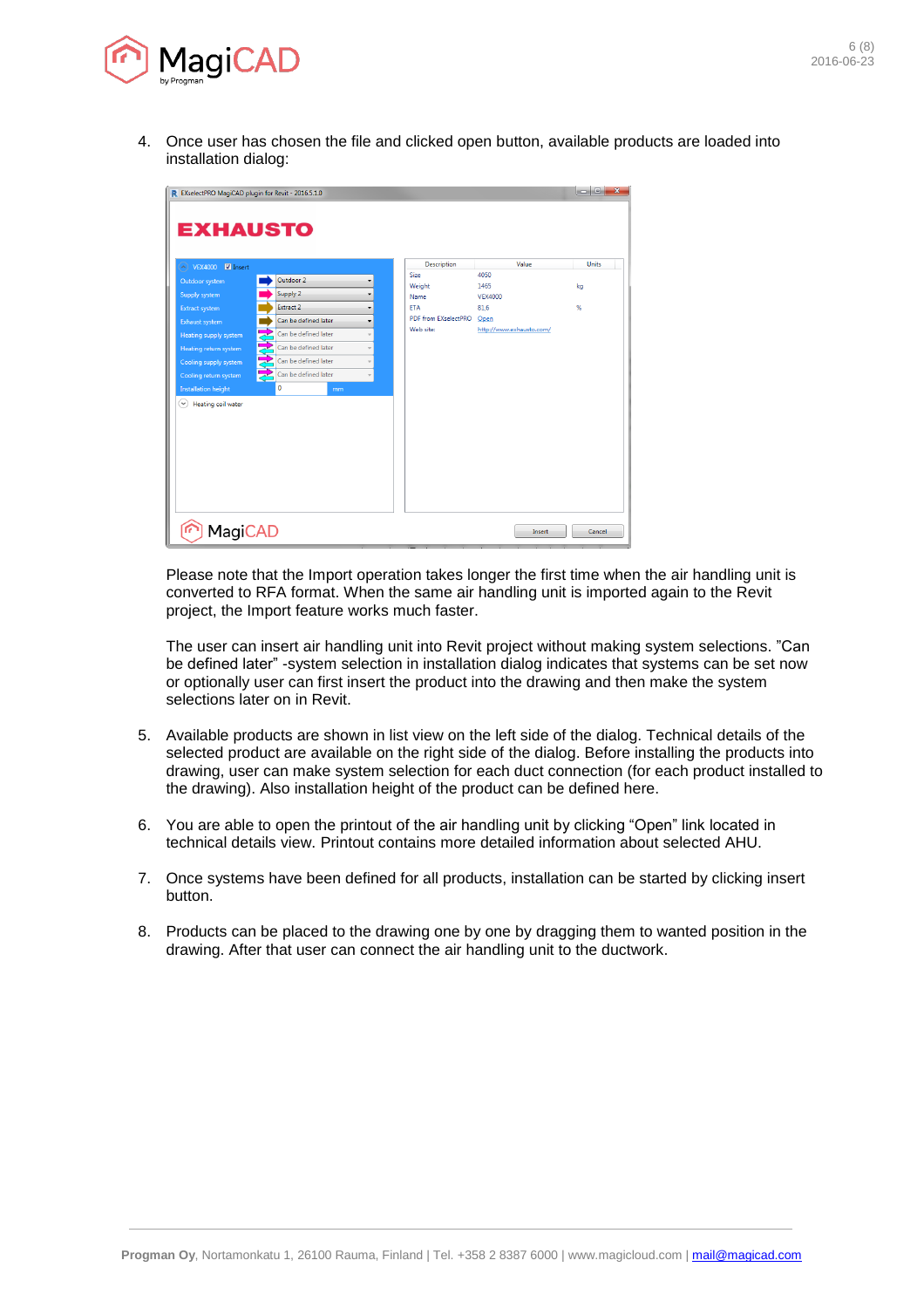4. Once user has chosen the file and clicked open button, available products are loaded into installation dialog:

   Please note that the Import operation takes longer the first time when the air handling unit is converted to RFA format. When the same air handling unit is imported again to the Revit project, the Import feature works much faster.

   The user can insert air handling unit into Revit project without making system selections. "Can be defined later" -system selection in installation dialog indicates that systems can be set now or optionally user can first insert the product into the drawing and then make the system selections later on in Revit.

5. Available products are shown in list view on the left side of the dialog. Technical details of the selected product are available on the right side of the dialog. Before installing the products into drawing, user can make system selection for each duct connection (for each product installed to the drawing). Also installation height of the product can be defined here.

6. You are able to open the printout of the air handling unit by clicking "Open" link located in technical details view. Printout contains more detailed information about selected AHU.

7. Once systems have been defined for all products, installation can be started by clicking insert button.

8. Products can be placed to the drawing one by one by dragging them to wanted position in the drawing. After that user can connect the air handling unit to the ductwork.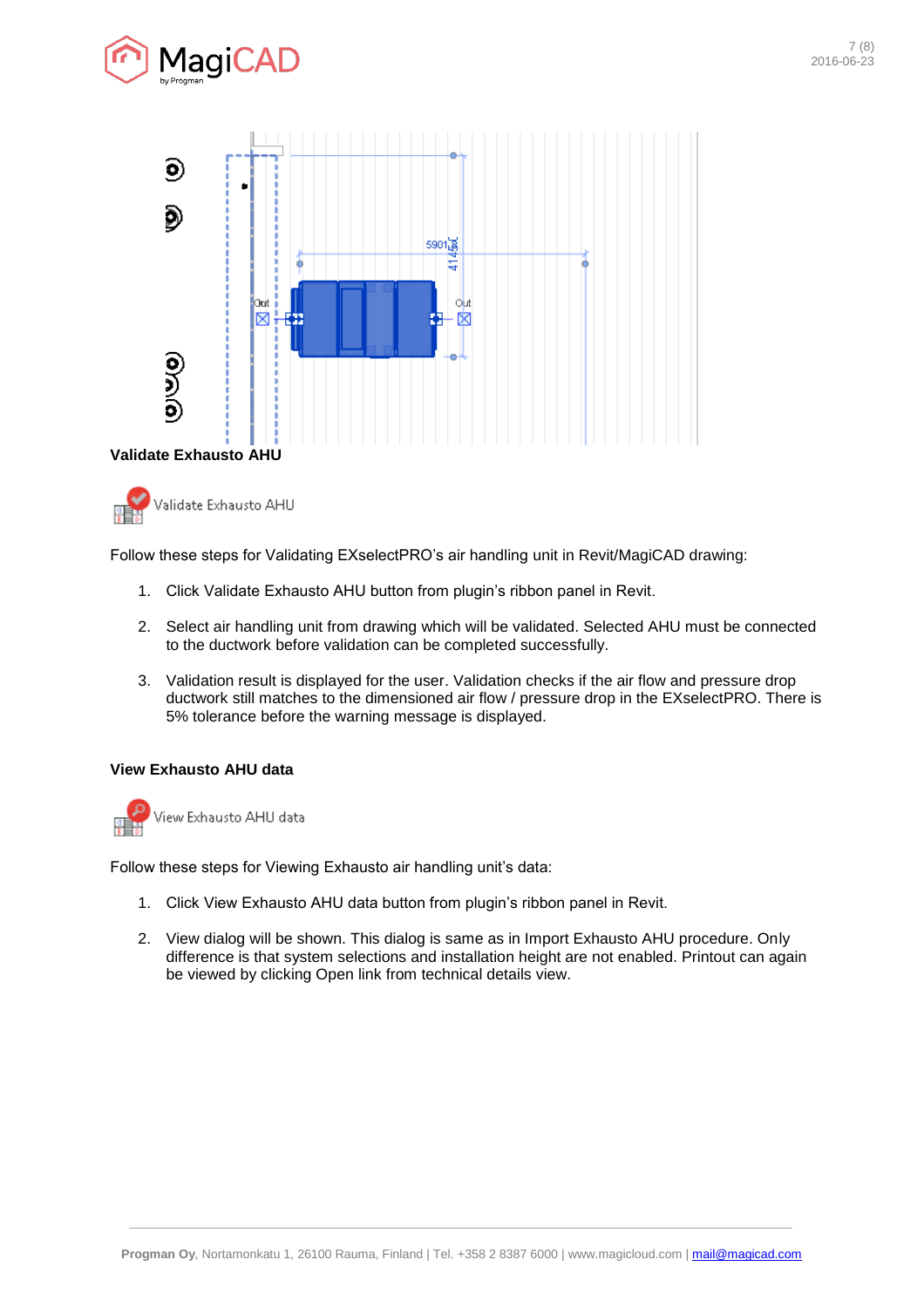**Validate Exhausto AHU**

Validate Exhausto AHU

Follow these steps for Validating EXselectPRO's air handling unit in Revit/MagiCAD drawing:

1. Click Validate Exhausto AHU button from plugin's ribbon panel in Revit.
2. Select air handling unit from drawing which will be validated. Selected AHU must be connected to the ductwork before validation can be completed successfully.
3. Validation result is displayed for the user. Validation checks if the air flow and pressure drop ductwork still matches to the dimensioned air flow / pressure drop in the EXselectPRO. There is 5% tolerance before the warning message is displayed.

**View Exhausto AHU data**

View Exhausto AHU data

Follow these steps for Viewing Exhausto air handling unit's data:

1. Click View Exhausto AHU data button from plugin's ribbon panel in Revit.
2. View dialog will be shown. This dialog is same as in Import Exhausto AHU procedure. Only difference is that system selections and installation height are not enabled. Printout can again be viewed by clicking Open link from technical details view.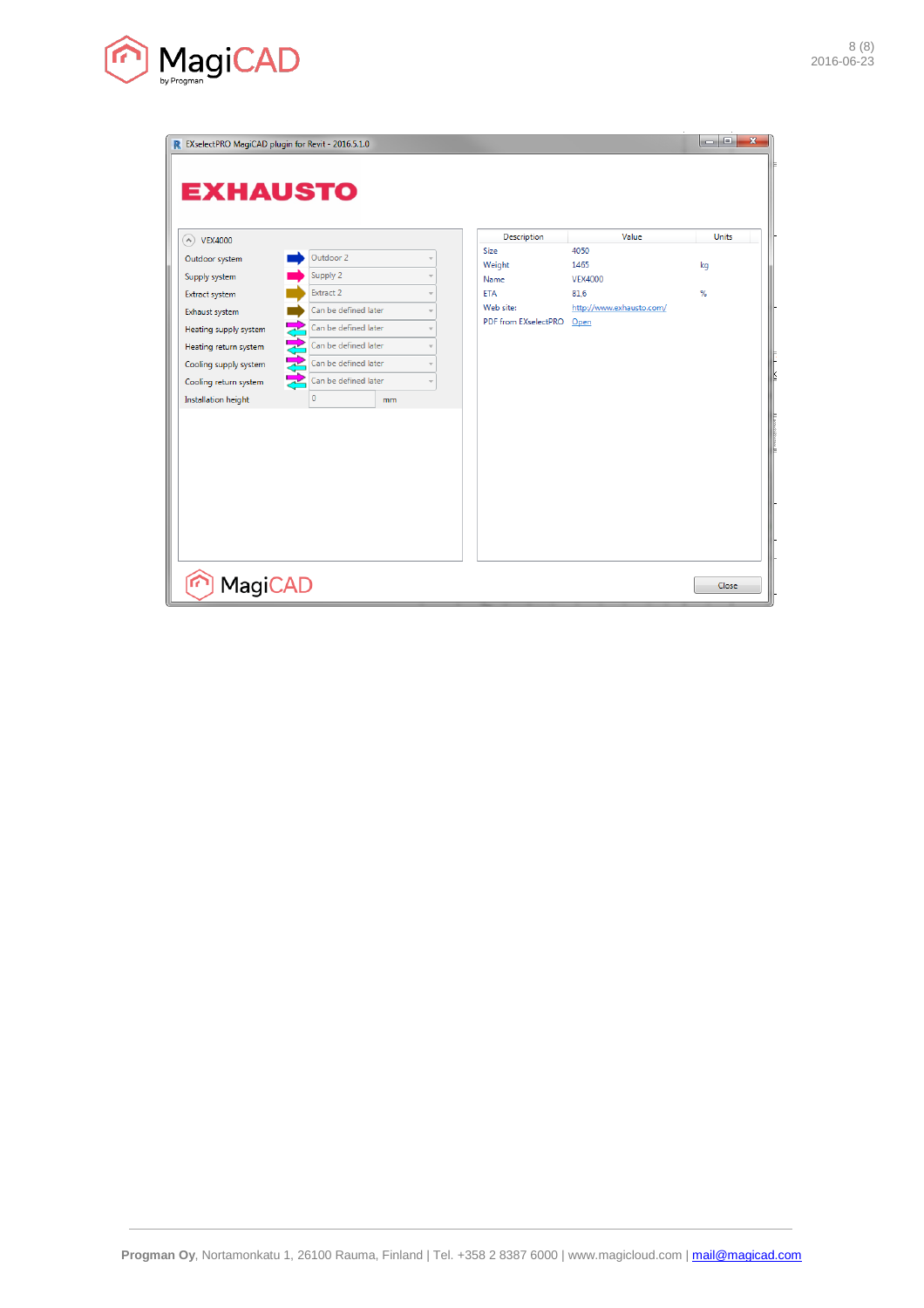EXselectPRO MagiCAD plugin for Revit - 2016.5.1.0

EXHAUSTO

VEX4000

| | |
|---|---|
| Outdoor system | Outdoor 2 |
| Supply system | Supply 2 |
| Extract system | Extract 2 |
| Exhaust system | Can be defined later |
| Heating supply system | Can be defined later |
| Heating return system | Can be defined later |
| Cooling supply system | Can be defined later |
| Cooling return system | Can be defined later |
| Installation height | 0 mm |

| Description | Value | Units |
|---|---|---|
| Size | 4050 | |
| Weight | 1465 | kg |
| Name | VEX4000 | |
| ETA | 81.6 | % |
| Web site: | http://www.exhausto.com/ | |
| PDF from EXselectPRO | Open | |

MagiCAD

Close

**Progman Oy**, Nortamonkatu 1, 26100 Rauma, Finland | Tel. +358 2 8387 6000 | www.magicloud.com | mail@magicad.com